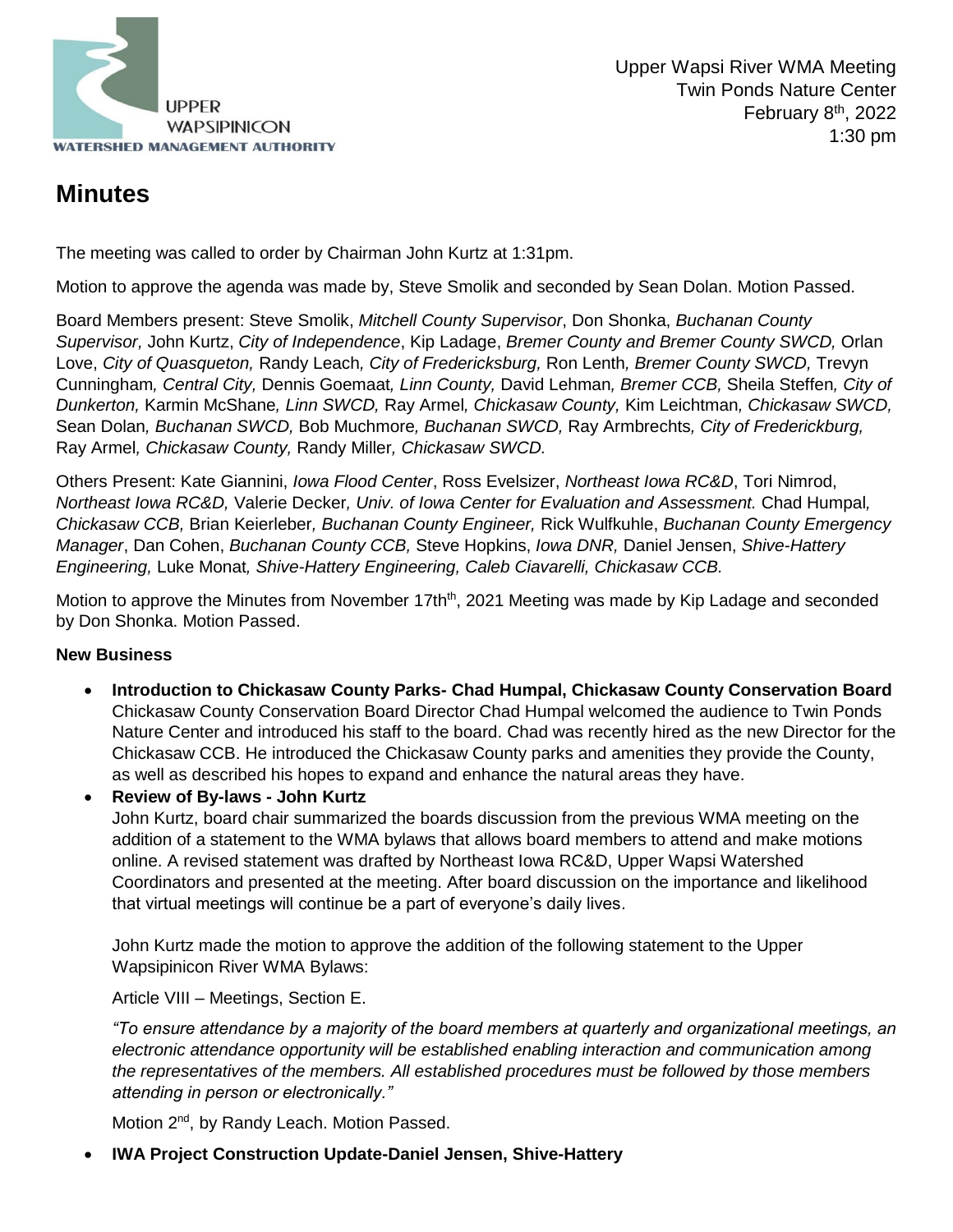UPPER WAPSIPINICON WATERSHED MANAGEMENT AUTHORITY

Upper Wapsi River WMA Meeting
Twin Ponds Nature Center
February 8th, 2022
1:30 pm

# Minutes

The meeting was called to order by Chairman John Kurtz at 1:31pm.

Motion to approve the agenda was made by, Steve Smolik and seconded by Sean Dolan. Motion Passed.

Board Members present: Steve Smolik, *Mitchell County Supervisor*, Don Shonka, *Buchanan County Supervisor,* John Kurtz, *City of Independence*, Kip Ladage, *Bremer County and Bremer County SWCD,* Orlan Love, *City of Quasqueton,* Randy Leach*, City of Fredericksburg,* Ron Lenth*, Bremer County SWCD,* Trevyn Cunningham*, Central City,* Dennis Goemaat*, Linn County,* David Lehman*, Bremer CCB,* Sheila Steffen*, City of Dunkerton,* Karmin McShane*, Linn SWCD,* Ray Armel*, Chickasaw County,* Kim Leichtman*, Chickasaw SWCD,* Sean Dolan*, Buchanan SWCD,* Bob Muchmore*, Buchanan SWCD,* Ray Armbrechts*, City of Frederickburg,* Ray Armel*, Chickasaw County,* Randy Miller*, Chickasaw SWCD.*

Others Present: Kate Giannini, *Iowa Flood Center*, Ross Evelsizer, *Northeast Iowa RC&D*, Tori Nimrod, *Northeast Iowa RC&D,* Valerie Decker*, Univ. of Iowa Center for Evaluation and Assessment.* Chad Humpal*, Chickasaw CCB,* Brian Keierleber*, Buchanan County Engineer,* Rick Wulfkuhle, *Buchanan County Emergency Manager*, Dan Cohen, *Buchanan County CCB,* Steve Hopkins, *Iowa DNR,* Daniel Jensen, *Shive-Hattery Engineering,* Luke Monat*, Shive-Hattery Engineering, Caleb Ciavarelli, Chickasaw CCB.*

Motion to approve the Minutes from November 17thth, 2021 Meeting was made by Kip Ladage and seconded by Don Shonka. Motion Passed.

**New Business**

- **Introduction to Chickasaw County Parks- Chad Humpal, Chickasaw County Conservation Board**
  Chickasaw County Conservation Board Director Chad Humpal welcomed the audience to Twin Ponds Nature Center and introduced his staff to the board. Chad was recently hired as the new Director for the Chickasaw CCB. He introduced the Chickasaw County parks and amenities they provide the County, as well as described his hopes to expand and enhance the natural areas they have.
- **Review of By-laws - John Kurtz**
  John Kurtz, board chair summarized the boards discussion from the previous WMA meeting on the addition of a statement to the WMA bylaws that allows board members to attend and make motions online. A revised statement was drafted by Northeast Iowa RC&D, Upper Wapsi Watershed Coordinators and presented at the meeting. After board discussion on the importance and likelihood that virtual meetings will continue be a part of everyone's daily lives.

  John Kurtz made the motion to approve the addition of the following statement to the Upper Wapsipinicon River WMA Bylaws:

  Article VIII – Meetings, Section E.

  *"To ensure attendance by a majority of the board members at quarterly and organizational meetings, an electronic attendance opportunity will be established enabling interaction and communication among the representatives of the members. All established procedures must be followed by those members attending in person or electronically."*

  Motion 2nd, by Randy Leach. Motion Passed.
- **IWA Project Construction Update-Daniel Jensen, Shive-Hattery**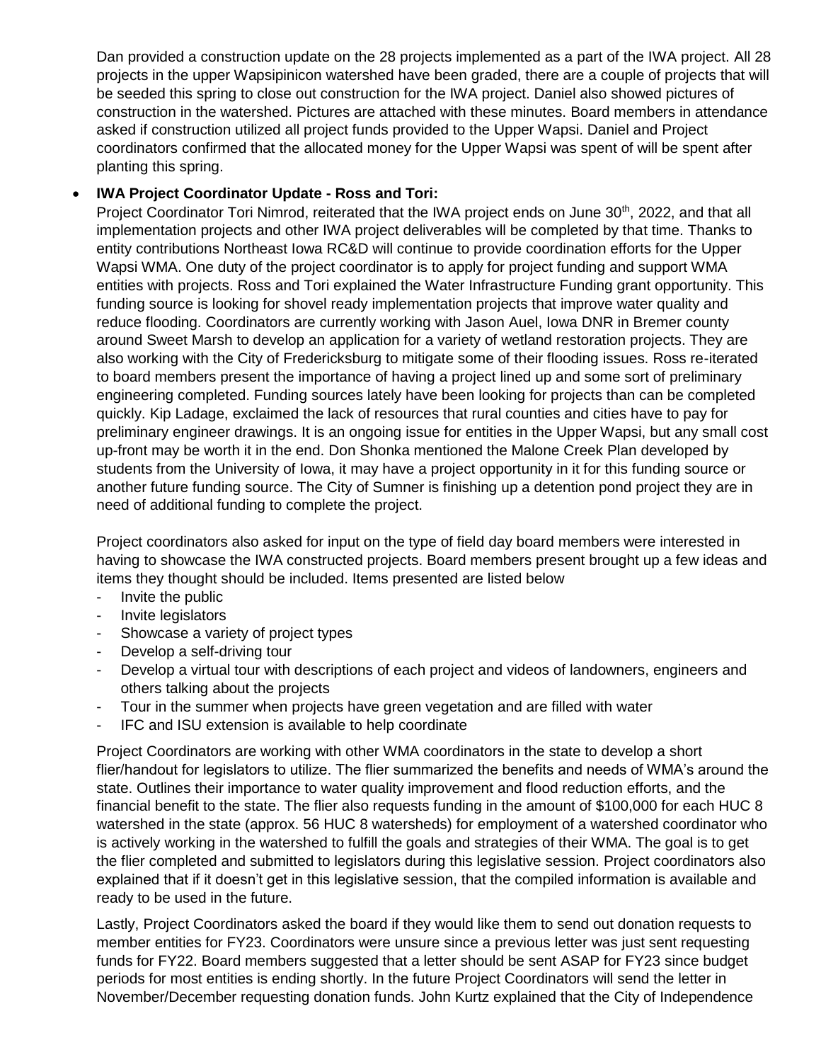Dan provided a construction update on the 28 projects implemented as a part of the IWA project. All 28 projects in the upper Wapsipinicon watershed have been graded, there are a couple of projects that will be seeded this spring to close out construction for the IWA project. Daniel also showed pictures of construction in the watershed. Pictures are attached with these minutes. Board members in attendance asked if construction utilized all project funds provided to the Upper Wapsi. Daniel and Project coordinators confirmed that the allocated money for the Upper Wapsi was spent of will be spent after planting this spring.

- **IWA Project Coordinator Update - Ross and Tori:**

  Project Coordinator Tori Nimrod, reiterated that the IWA project ends on June 30th, 2022, and that all implementation projects and other IWA project deliverables will be completed by that time. Thanks to entity contributions Northeast Iowa RC&D will continue to provide coordination efforts for the Upper Wapsi WMA. One duty of the project coordinator is to apply for project funding and support WMA entities with projects. Ross and Tori explained the Water Infrastructure Funding grant opportunity. This funding source is looking for shovel ready implementation projects that improve water quality and reduce flooding. Coordinators are currently working with Jason Auel, Iowa DNR in Bremer county around Sweet Marsh to develop an application for a variety of wetland restoration projects. They are also working with the City of Fredericksburg to mitigate some of their flooding issues. Ross re-iterated to board members present the importance of having a project lined up and some sort of preliminary engineering completed. Funding sources lately have been looking for projects than can be completed quickly. Kip Ladage, exclaimed the lack of resources that rural counties and cities have to pay for preliminary engineer drawings. It is an ongoing issue for entities in the Upper Wapsi, but any small cost up-front may be worth it in the end. Don Shonka mentioned the Malone Creek Plan developed by students from the University of Iowa, it may have a project opportunity in it for this funding source or another future funding source. The City of Sumner is finishing up a detention pond project they are in need of additional funding to complete the project.

  Project coordinators also asked for input on the type of field day board members were interested in having to showcase the IWA constructed projects. Board members present brought up a few ideas and items they thought should be included. Items presented are listed below

  - Invite the public
  - Invite legislators
  - Showcase a variety of project types
  - Develop a self-driving tour
  - Develop a virtual tour with descriptions of each project and videos of landowners, engineers and others talking about the projects
  - Tour in the summer when projects have green vegetation and are filled with water
  - IFC and ISU extension is available to help coordinate

  Project Coordinators are working with other WMA coordinators in the state to develop a short flier/handout for legislators to utilize. The flier summarized the benefits and needs of WMA's around the state. Outlines their importance to water quality improvement and flood reduction efforts, and the financial benefit to the state. The flier also requests funding in the amount of $100,000 for each HUC 8 watershed in the state (approx. 56 HUC 8 watersheds) for employment of a watershed coordinator who is actively working in the watershed to fulfill the goals and strategies of their WMA. The goal is to get the flier completed and submitted to legislators during this legislative session. Project coordinators also explained that if it doesn't get in this legislative session, that the compiled information is available and ready to be used in the future.

  Lastly, Project Coordinators asked the board if they would like them to send out donation requests to member entities for FY23. Coordinators were unsure since a previous letter was just sent requesting funds for FY22. Board members suggested that a letter should be sent ASAP for FY23 since budget periods for most entities is ending shortly. In the future Project Coordinators will send the letter in November/December requesting donation funds. John Kurtz explained that the City of Independence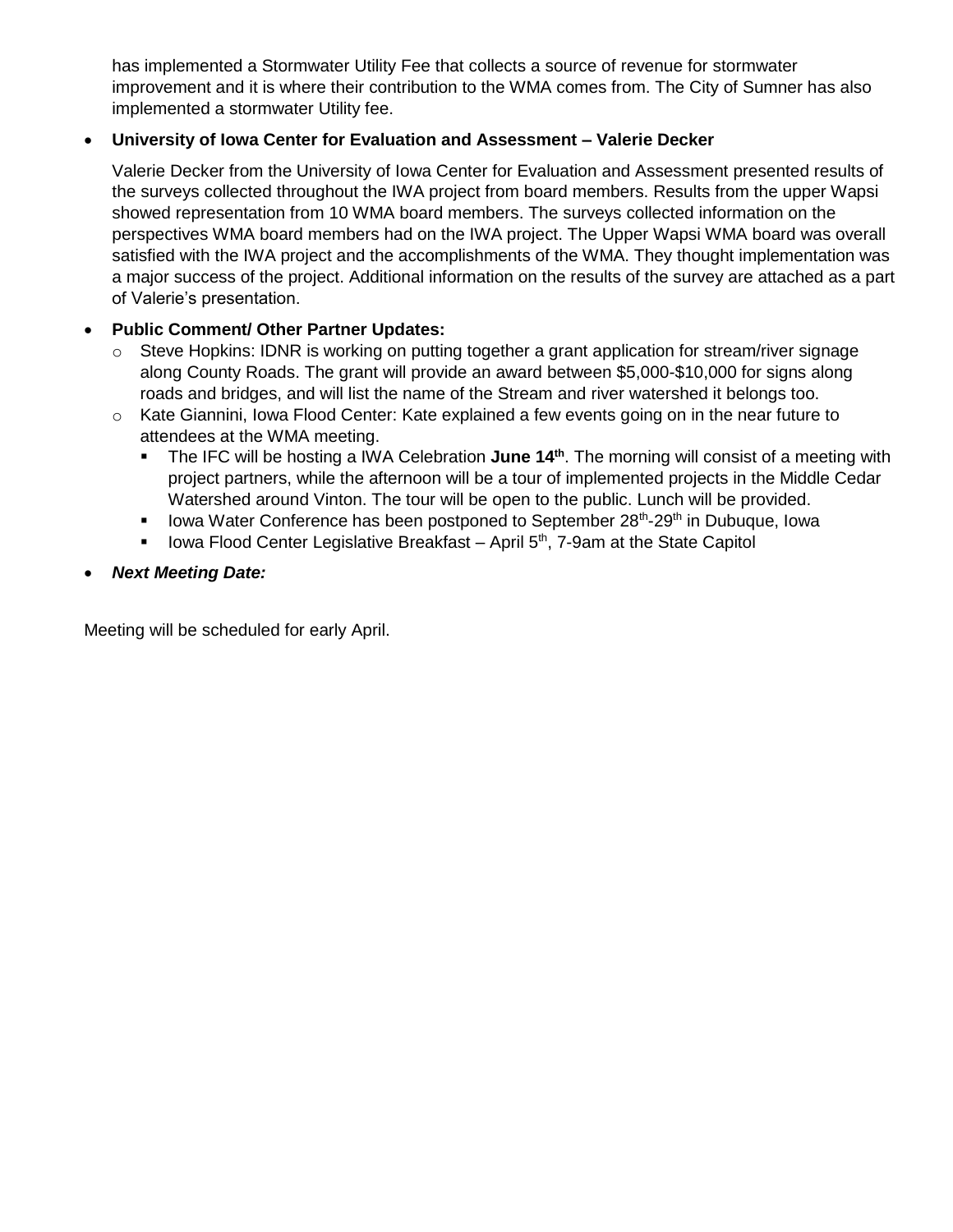has implemented a Stormwater Utility Fee that collects a source of revenue for stormwater improvement and it is where their contribution to the WMA comes from. The City of Sumner has also implemented a stormwater Utility fee.

- **University of Iowa Center for Evaluation and Assessment – Valerie Decker**

  Valerie Decker from the University of Iowa Center for Evaluation and Assessment presented results of the surveys collected throughout the IWA project from board members. Results from the upper Wapsi showed representation from 10 WMA board members. The surveys collected information on the perspectives WMA board members had on the IWA project. The Upper Wapsi WMA board was overall satisfied with the IWA project and the accomplishments of the WMA. They thought implementation was a major success of the project. Additional information on the results of the survey are attached as a part of Valerie's presentation.

- **Public Comment/ Other Partner Updates:**
  - Steve Hopkins: IDNR is working on putting together a grant application for stream/river signage along County Roads. The grant will provide an award between $5,000-$10,000 for signs along roads and bridges, and will list the name of the Stream and river watershed it belongs too.
  - Kate Giannini, Iowa Flood Center: Kate explained a few events going on in the near future to attendees at the WMA meeting.
    - The IFC will be hosting a IWA Celebration **June 14th**. The morning will consist of a meeting with project partners, while the afternoon will be a tour of implemented projects in the Middle Cedar Watershed around Vinton. The tour will be open to the public. Lunch will be provided.
    - Iowa Water Conference has been postponed to September 28th-29th in Dubuque, Iowa
    - Iowa Flood Center Legislative Breakfast – April 5th, 7-9am at the State Capitol

- ***Next Meeting Date:***

Meeting will be scheduled for early April.